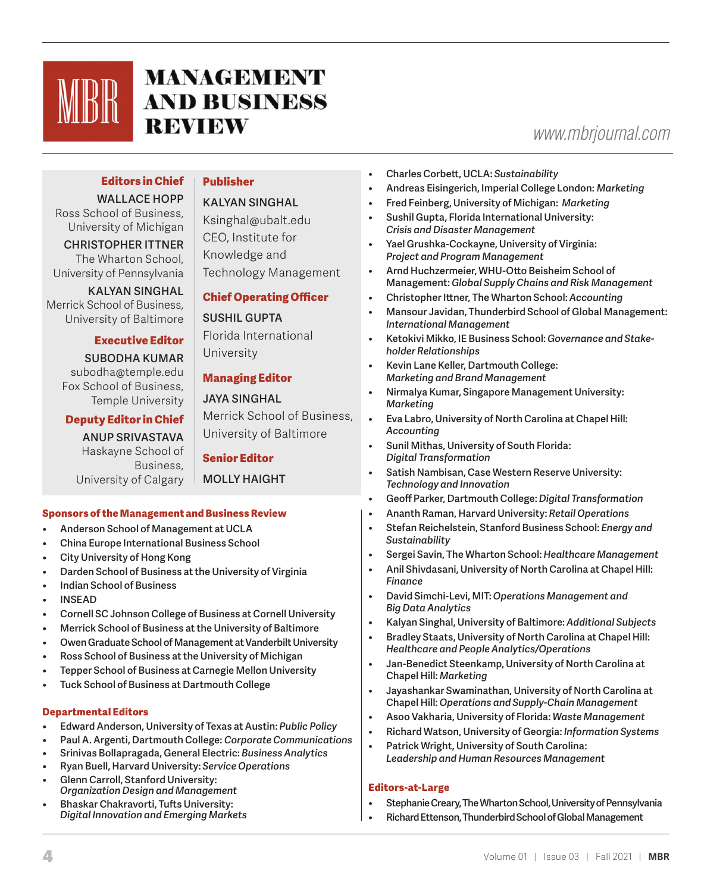# MANAGEMENT AND BUSINESS REVIEW

www.mbrjournal.com

## Editors in Chief

**WALLACE HOPP**
Ross School of Business, University of Michigan

**CHRISTOPHER ITTNER**
The Wharton School, University of Pennsylvania

**KALYAN SINGHAL**
Merrick School of Business, University of Baltimore

## Executive Editor

**SUBODHA KUMAR**
subodha@temple.edu
Fox School of Business, Temple University

## Deputy Editor in Chief

**ANUP SRIVASTAVA**
Haskayne School of Business, University of Calgary

## Publisher

**KALYAN SINGHAL**
Ksinghal@ubalt.edu
CEO, Institute for Knowledge and Technology Management

## Chief Operating Officer

**SUSHIL GUPTA**
Florida International University

## Managing Editor

**JAYA SINGHAL**
Merrick School of Business, University of Baltimore

## Senior Editor

**MOLLY HAIGHT**

## Sponsors of the Management and Business Review

- Anderson School of Management at UCLA
- China Europe International Business School
- City University of Hong Kong
- Darden School of Business at the University of Virginia
- Indian School of Business
- INSEAD
- Cornell SC Johnson College of Business at Cornell University
- Merrick School of Business at the University of Baltimore
- Owen Graduate School of Management at Vanderbilt University
- Ross School of Business at the University of Michigan
- Tepper School of Business at Carnegie Mellon University
- Tuck School of Business at Dartmouth College

## Departmental Editors

- Edward Anderson, University of Texas at Austin: *Public Policy*
- Paul A. Argenti, Dartmouth College: *Corporate Communications*
- Srinivas Bollapragada, General Electric: *Business Analytics*
- Ryan Buell, Harvard University: *Service Operations*
- Glenn Carroll, Stanford University: *Organization Design and Management*
- Bhaskar Chakravorti, Tufts University: *Digital Innovation and Emerging Markets*
- Charles Corbett, UCLA: *Sustainability*
- Andreas Eisingerich, Imperial College London: *Marketing*
- Fred Feinberg, University of Michigan: *Marketing*
- Sushil Gupta, Florida International University: *Crisis and Disaster Management*
- Yael Grushka-Cockayne, University of Virginia: *Project and Program Management*
- Arnd Huchzermeier, WHU-Otto Beisheim School of Management: *Global Supply Chains and Risk Management*
- Christopher Ittner, The Wharton School: *Accounting*
- Mansour Javidan, Thunderbird School of Global Management: *International Management*
- Ketokivi Mikko, IE Business School: *Governance and Stakeholder Relationships*
- Kevin Lane Keller, Dartmouth College: *Marketing and Brand Management*
- Nirmalya Kumar, Singapore Management University: *Marketing*
- Eva Labro, University of North Carolina at Chapel Hill: *Accounting*
- Sunil Mithas, University of South Florida: *Digital Transformation*
- Satish Nambisan, Case Western Reserve University: *Technology and Innovation*
- Geoff Parker, Dartmouth College: *Digital Transformation*
- Ananth Raman, Harvard University: *Retail Operations*
- Stefan Reichelstein, Stanford Business School: *Energy and Sustainability*
- Sergei Savin, The Wharton School: *Healthcare Management*
- Anil Shivdasani, University of North Carolina at Chapel Hill: *Finance*
- David Simchi-Levi, MIT: *Operations Management and Big Data Analytics*
- Kalyan Singhal, University of Baltimore: *Additional Subjects*
- Bradley Staats, University of North Carolina at Chapel Hill: *Healthcare and People Analytics/Operations*
- Jan-Benedict Steenkamp, University of North Carolina at Chapel Hill: *Marketing*
- Jayashankar Swaminathan, University of North Carolina at Chapel Hill: *Operations and Supply-Chain Management*
- Asoo Vakharia, University of Florida: *Waste Management*
- Richard Watson, University of Georgia: *Information Systems*
- Patrick Wright, University of South Carolina: *Leadership and Human Resources Management*

## Editors-at-Large

- Stephanie Creary, The Wharton School, University of Pennsylvania
- Richard Ettenson, Thunderbird School of Global Management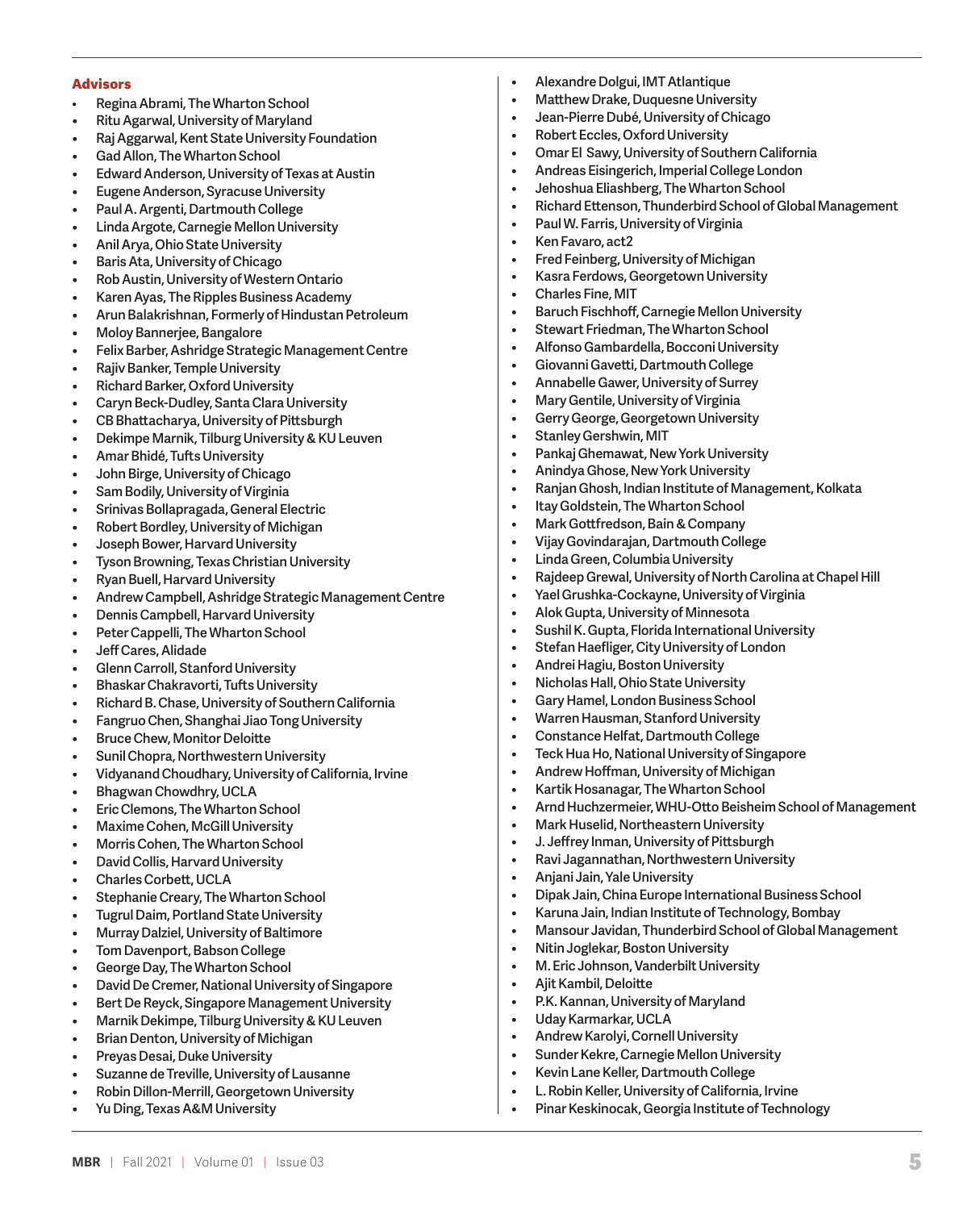**Advisors**

- Regina Abrami, The Wharton School
- Ritu Agarwal, University of Maryland
- Raj Aggarwal, Kent State University Foundation
- Gad Allon, The Wharton School
- Edward Anderson, University of Texas at Austin
- Eugene Anderson, Syracuse University
- Paul A. Argenti, Dartmouth College
- Linda Argote, Carnegie Mellon University
- Anil Arya, Ohio State University
- Baris Ata, University of Chicago
- Rob Austin, University of Western Ontario
- Karen Ayas, The Ripples Business Academy
- Arun Balakrishnan, Formerly of Hindustan Petroleum
- Moloy Bannerjee, Bangalore
- Felix Barber, Ashridge Strategic Management Centre
- Rajiv Banker, Temple University
- Richard Barker, Oxford University
- Caryn Beck-Dudley, Santa Clara University
- CB Bhattacharya, University of Pittsburgh
- Dekimpe Marnik, Tilburg University & KU Leuven
- Amar Bhidé, Tufts University
- John Birge, University of Chicago
- Sam Bodily, University of Virginia
- Srinivas Bollapragada, General Electric
- Robert Bordley, University of Michigan
- Joseph Bower, Harvard University
- Tyson Browning, Texas Christian University
- Ryan Buell, Harvard University
- Andrew Campbell, Ashridge Strategic Management Centre
- Dennis Campbell, Harvard University
- Peter Cappelli, The Wharton School
- Jeff Cares, Alidade
- Glenn Carroll, Stanford University
- Bhaskar Chakravorti, Tufts University
- Richard B. Chase, University of Southern California
- Fangruo Chen, Shanghai Jiao Tong University
- Bruce Chew, Monitor Deloitte
- Sunil Chopra, Northwestern University
- Vidyanand Choudhary, University of California, Irvine
- Bhagwan Chowdhry, UCLA
- Eric Clemons, The Wharton School
- Maxime Cohen, McGill University
- Morris Cohen, The Wharton School
- David Collis, Harvard University
- Charles Corbett, UCLA
- Stephanie Creary, The Wharton School
- Tugrul Daim, Portland State University
- Murray Dalziel, University of Baltimore
- Tom Davenport, Babson College
- George Day, The Wharton School
- David De Cremer, National University of Singapore
- Bert De Reyck, Singapore Management University
- Marnik Dekimpe, Tilburg University & KU Leuven
- Brian Denton, University of Michigan
- Preyas Desai, Duke University
- Suzanne de Treville, University of Lausanne
- Robin Dillon-Merrill, Georgetown University
- Yu Ding, Texas A&M University
- Alexandre Dolgui, IMT Atlantique
- Matthew Drake, Duquesne University
- Jean-Pierre Dubé, University of Chicago
- Robert Eccles, Oxford University
- Omar El Sawy, University of Southern California
- Andreas Eisingerich, Imperial College London
- Jehoshua Eliashberg, The Wharton School
- Richard Ettenson, Thunderbird School of Global Management
- Paul W. Farris, University of Virginia
- Ken Favaro, act2
- Fred Feinberg, University of Michigan
- Kasra Ferdows, Georgetown University
- Charles Fine, MIT
- Baruch Fischhoff, Carnegie Mellon University
- Stewart Friedman, The Wharton School
- Alfonso Gambardella, Bocconi University
- Giovanni Gavetti, Dartmouth College
- Annabelle Gawer, University of Surrey
- Mary Gentile, University of Virginia
- Gerry George, Georgetown University
- Stanley Gershwin, MIT
- Pankaj Ghemawat, New York University
- Anindya Ghose, New York University
- Ranjan Ghosh, Indian Institute of Management, Kolkata
- Itay Goldstein, The Wharton School
- Mark Gottfredson, Bain & Company
- Vijay Govindarajan, Dartmouth College
- Linda Green, Columbia University
- Rajdeep Grewal, University of North Carolina at Chapel Hill
- Yael Grushka-Cockayne, University of Virginia
- Alok Gupta, University of Minnesota
- Sushil K. Gupta, Florida International University
- Stefan Haefliger, City University of London
- Andrei Hagiu, Boston University
- Nicholas Hall, Ohio State University
- Gary Hamel, London Business School
- Warren Hausman, Stanford University
- Constance Helfat, Dartmouth College
- Teck Hua Ho, National University of Singapore
- Andrew Hoffman, University of Michigan
- Kartik Hosanagar, The Wharton School
- Arnd Huchzermeier, WHU-Otto Beisheim School of Management
- Mark Huselid, Northeastern University
- J. Jeffrey Inman, University of Pittsburgh
- Ravi Jagannathan, Northwestern University
- Anjani Jain, Yale University
- Dipak Jain, China Europe International Business School
- Karuna Jain, Indian Institute of Technology, Bombay
- Mansour Javidan, Thunderbird School of Global Management
- Nitin Joglekar, Boston University
- M. Eric Johnson, Vanderbilt University
- Ajit Kambil, Deloitte
- P.K. Kannan, University of Maryland
- Uday Karmarkar, UCLA
- Andrew Karolyi, Cornell University
- Sunder Kekre, Carnegie Mellon University
- Kevin Lane Keller, Dartmouth College
- L. Robin Keller, University of California, Irvine
- Pinar Keskinocak, Georgia Institute of Technology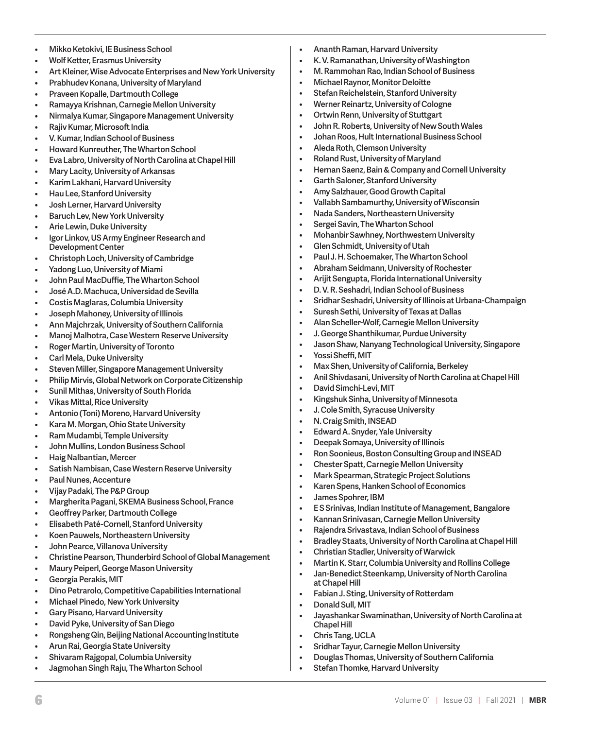- Mikko Ketokivi, IE Business School
- Wolf Ketter, Erasmus University
- Art Kleiner, Wise Advocate Enterprises and New York University
- Prabhudev Konana, University of Maryland
- Praveen Kopalle, Dartmouth College
- Ramayya Krishnan, Carnegie Mellon University
- Nirmalya Kumar, Singapore Management University
- Rajiv Kumar, Microsoft India
- V. Kumar, Indian School of Business
- Howard Kunreuther, The Wharton School
- Eva Labro, University of North Carolina at Chapel Hill
- Mary Lacity, University of Arkansas
- Karim Lakhani, Harvard University
- Hau Lee, Stanford University
- Josh Lerner, Harvard University
- Baruch Lev, New York University
- Arie Lewin, Duke University
- Igor Linkov, US Army Engineer Research and Development Center
- Christoph Loch, University of Cambridge
- Yadong Luo, University of Miami
- John Paul MacDuffie, The Wharton School
- José A.D. Machuca, Universidad de Sevilla
- Costis Maglaras, Columbia University
- Joseph Mahoney, University of Illinois
- Ann Majchrzak, University of Southern California
- Manoj Malhotra, Case Western Reserve University
- Roger Martin, University of Toronto
- Carl Mela, Duke University
- Steven Miller, Singapore Management University
- Philip Mirvis, Global Network on Corporate Citizenship
- Sunil Mithas, University of South Florida
- Vikas Mittal, Rice University
- Antonio (Toni) Moreno, Harvard University
- Kara M. Morgan, Ohio State University
- Ram Mudambi, Temple University
- John Mullins, London Business School
- Haig Nalbantian, Mercer
- Satish Nambisan, Case Western Reserve University
- Paul Nunes, Accenture
- Vijay Padaki, The P&P Group
- Margherita Pagani, SKEMA Business School, France
- Geoffrey Parker, Dartmouth College
- Elisabeth Paté-Cornell, Stanford University
- Koen Pauwels, Northeastern University
- John Pearce, Villanova University
- Christine Pearson, Thunderbird School of Global Management
- Maury Peiperl, George Mason University
- Georgia Perakis, MIT
- Dino Petrarolo, Competitive Capabilities International
- Michael Pinedo, New York University
- Gary Pisano, Harvard University
- David Pyke, University of San Diego
- Rongsheng Qin, Beijing National Accounting Institute
- Arun Rai, Georgia State University
- Shivaram Rajgopal, Columbia University
- Jagmohan Singh Raju, The Wharton School
- Ananth Raman, Harvard University
- K. V. Ramanathan, University of Washington
- M. Rammohan Rao, Indian School of Business
- Michael Raynor, Monitor Deloitte
- Stefan Reichelstein, Stanford University
- Werner Reinartz, University of Cologne
- Ortwin Renn, University of Stuttgart
- John R. Roberts, University of New South Wales
- Johan Roos, Hult International Business School
- Aleda Roth, Clemson University
- Roland Rust, University of Maryland
- Hernan Saenz, Bain & Company and Cornell University
- Garth Saloner, Stanford University
- Amy Salzhauer, Good Growth Capital
- Vallabh Sambamurthy, University of Wisconsin
- Nada Sanders, Northeastern University
- Sergei Savin, The Wharton School
- Mohanbir Sawhney, Northwestern University
- Glen Schmidt, University of Utah
- Paul J. H. Schoemaker, The Wharton School
- Abraham Seidmann, University of Rochester
- Arijit Sengupta, Florida International University
- D. V. R. Seshadri, Indian School of Business
- Sridhar Seshadri, University of Illinois at Urbana-Champaign
- Suresh Sethi, University of Texas at Dallas
- Alan Scheller-Wolf, Carnegie Mellon University
- J. George Shanthikumar, Purdue University
- Jason Shaw, Nanyang Technological University, Singapore
- Yossi Sheffi, MIT
- Max Shen, University of California, Berkeley
- Anil Shivdasani, University of North Carolina at Chapel Hill
- David Simchi-Levi, MIT
- Kingshuk Sinha, University of Minnesota
- J. Cole Smith, Syracuse University
- N. Craig Smith, INSEAD
- Edward A. Snyder, Yale University
- Deepak Somaya, University of Illinois
- Ron Soonieus, Boston Consulting Group and INSEAD
- Chester Spatt, Carnegie Mellon University
- Mark Spearman, Strategic Project Solutions
- Karen Spens, Hanken School of Economics
- James Spohrer, IBM
- E S Srinivas, Indian Institute of Management, Bangalore
- Kannan Srinivasan, Carnegie Mellon University
- Rajendra Srivastava, Indian School of Business
- Bradley Staats, University of North Carolina at Chapel Hill
- Christian Stadler, University of Warwick
- Martin K. Starr, Columbia University and Rollins College
- Jan-Benedict Steenkamp, University of North Carolina at Chapel Hill
- Fabian J. Sting, University of Rotterdam
- Donald Sull, MIT
- Jayashankar Swaminathan, University of North Carolina at Chapel Hill
- Chris Tang, UCLA
- Sridhar Tayur, Carnegie Mellon University
- Douglas Thomas, University of Southern California
- Stefan Thomke, Harvard University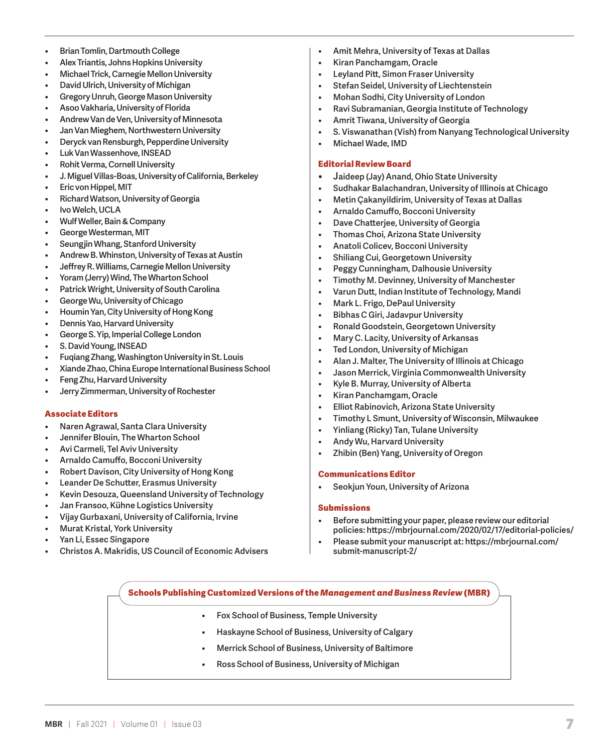- Brian Tomlin, Dartmouth College
- Alex Triantis, Johns Hopkins University
- Michael Trick, Carnegie Mellon University
- David Ulrich, University of Michigan
- Gregory Unruh, George Mason University
- Asoo Vakharia, University of Florida
- Andrew Van de Ven, University of Minnesota
- Jan Van Mieghem, Northwestern University
- Deryck van Rensburgh, Pepperdine University
- Luk Van Wassenhove, INSEAD
- Rohit Verma, Cornell University
- J. Miguel Villas-Boas, University of California, Berkeley
- Eric von Hippel, MIT
- Richard Watson, University of Georgia
- Ivo Welch, UCLA
- Wulf Weller, Bain & Company
- George Westerman, MIT
- Seungjin Whang, Stanford University
- Andrew B. Whinston, University of Texas at Austin
- Jeffrey R. Williams, Carnegie Mellon University
- Yoram (Jerry) Wind, The Wharton School
- Patrick Wright, University of South Carolina
- George Wu, University of Chicago
- Houmin Yan, City University of Hong Kong
- Dennis Yao, Harvard University
- George S. Yip, Imperial College London
- S. David Young, INSEAD
- Fuqiang Zhang, Washington University in St. Louis
- Xiande Zhao, China Europe International Business School
- Feng Zhu, Harvard University
- Jerry Zimmerman, University of Rochester

### Associate Editors

- Naren Agrawal, Santa Clara University
- Jennifer Blouin, The Wharton School
- Avi Carmeli, Tel Aviv University
- Arnaldo Camuffo, Bocconi University
- Robert Davison, City University of Hong Kong
- Leander De Schutter, Erasmus University
- Kevin Desouza, Queensland University of Technology
- Jan Fransoo, Kühne Logistics University
- Vijay Gurbaxani, University of California, Irvine
- Murat Kristal, York University
- Yan Li, Essec Singapore
- Christos A. Makridis, US Council of Economic Advisers
- Amit Mehra, University of Texas at Dallas
- Kiran Panchamgam, Oracle
- Leyland Pitt, Simon Fraser University
- Stefan Seidel, University of Liechtenstein
- Mohan Sodhi, City University of London
- Ravi Subramanian, Georgia Institute of Technology
- Amrit Tiwana, University of Georgia
- S. Viswanathan (Vish) from Nanyang Technological University
- Michael Wade, IMD

### Editorial Review Board

- Jaideep (Jay) Anand, Ohio State University
- Sudhakar Balachandran, University of Illinois at Chicago
- Metin Çakanyildirim, University of Texas at Dallas
- Arnaldo Camuffo, Bocconi University
- Dave Chatterjee, University of Georgia
- Thomas Choi, Arizona State University
- Anatoli Colicev, Bocconi University
- Shiliang Cui, Georgetown University
- Peggy Cunningham, Dalhousie University
- Timothy M. Devinney, University of Manchester
- Varun Dutt, Indian Institute of Technology, Mandi
- Mark L. Frigo, DePaul University
- Bibhas C Giri, Jadavpur University
- Ronald Goodstein, Georgetown University
- Mary C. Lacity, University of Arkansas
- Ted London, University of Michigan
- Alan J. Malter, The University of Illinois at Chicago
- Jason Merrick, Virginia Commonwealth University
- Kyle B. Murray, University of Alberta
- Kiran Panchamgam, Oracle
- Elliot Rabinovich, Arizona State University
- Timothy L Smunt, University of Wisconsin, Milwaukee
- Yinliang (Ricky) Tan, Tulane University
- Andy Wu, Harvard University
- Zhibin (Ben) Yang, University of Oregon

### Communications Editor

- Seokjun Youn, University of Arizona

### Submissions

- Before submitting your paper, please review our editorial policies: https://mbrjournal.com/2020/02/17/editorial-policies/
- Please submit your manuscript at: https://mbrjournal.com/submit-manuscript-2/

### Schools Publishing Customized Versions of the *Management and Business Review* (MBR)

- Fox School of Business, Temple University
- Haskayne School of Business, University of Calgary
- Merrick School of Business, University of Baltimore
- Ross School of Business, University of Michigan